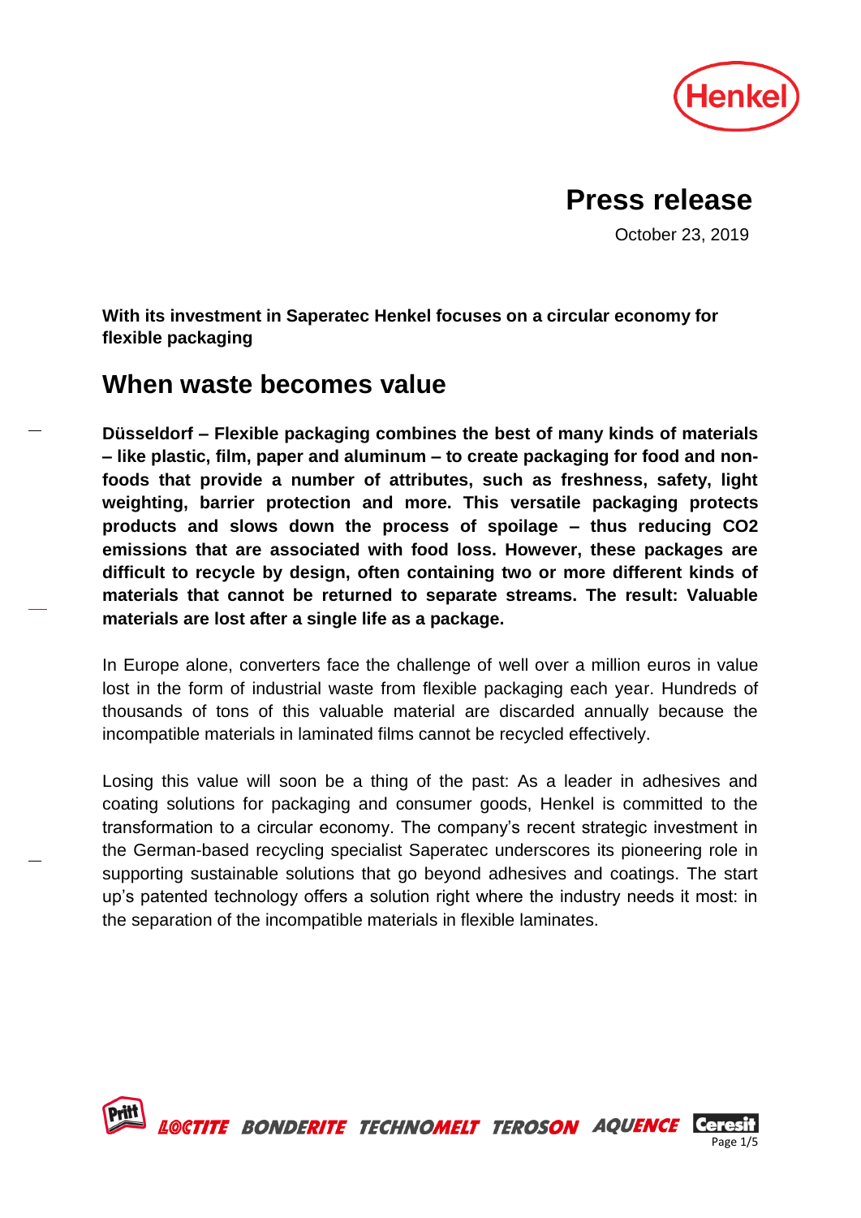# Press release

October 23, 2019

**With its investment in Saperatec Henkel focuses on a circular economy for flexible packaging**

## When waste becomes value

**Düsseldorf – Flexible packaging combines the best of many kinds of materials – like plastic, film, paper and aluminum – to create packaging for food and non-foods that provide a number of attributes, such as freshness, safety, light weighting, barrier protection and more. This versatile packaging protects products and slows down the process of spoilage – thus reducing CO2 emissions that are associated with food loss. However, these packages are difficult to recycle by design, often containing two or more different kinds of materials that cannot be returned to separate streams. The result: Valuable materials are lost after a single life as a package.**

In Europe alone, converters face the challenge of well over a million euros in value lost in the form of industrial waste from flexible packaging each year. Hundreds of thousands of tons of this valuable material are discarded annually because the incompatible materials in laminated films cannot be recycled effectively.

Losing this value will soon be a thing of the past: As a leader in adhesives and coating solutions for packaging and consumer goods, Henkel is committed to the transformation to a circular economy. The company's recent strategic investment in the German-based recycling specialist Saperatec underscores its pioneering role in supporting sustainable solutions that go beyond adhesives and coatings. The start up's patented technology offers a solution right where the industry needs it most: in the separation of the incompatible materials in flexible laminates.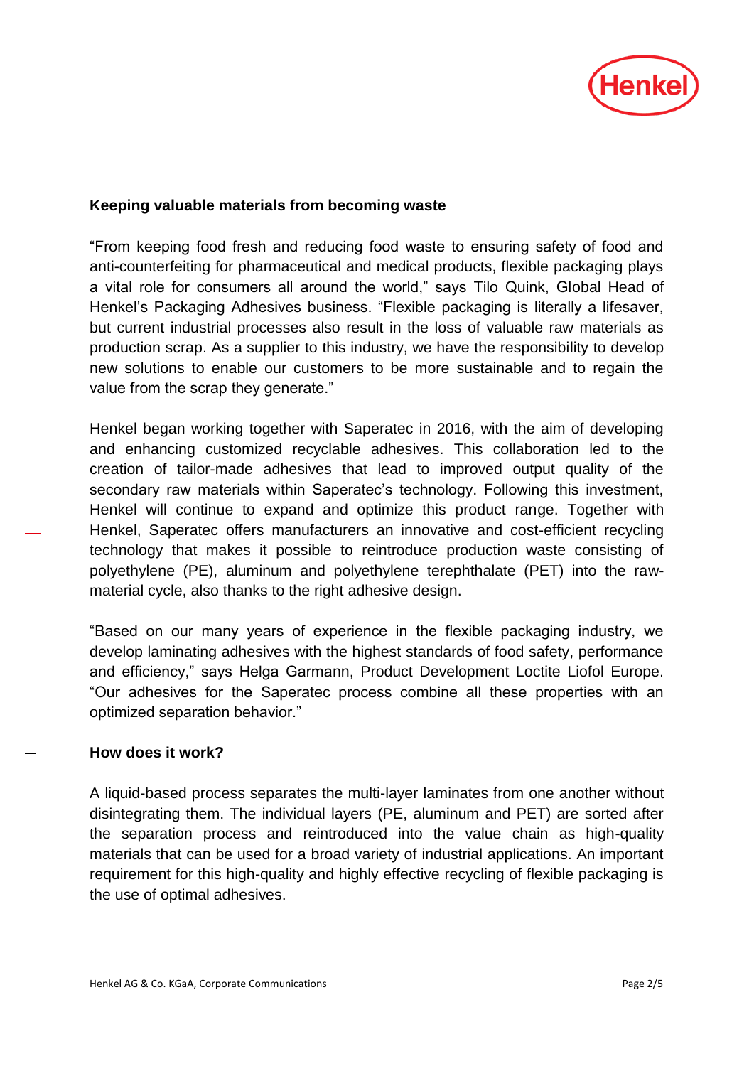**Keeping valuable materials from becoming waste**

“From keeping food fresh and reducing food waste to ensuring safety of food and anti-counterfeiting for pharmaceutical and medical products, flexible packaging plays a vital role for consumers all around the world,” says Tilo Quink, Global Head of Henkel’s Packaging Adhesives business. “Flexible packaging is literally a lifesaver, but current industrial processes also result in the loss of valuable raw materials as production scrap. As a supplier to this industry, we have the responsibility to develop new solutions to enable our customers to be more sustainable and to regain the value from the scrap they generate.”

Henkel began working together with Saperatec in 2016, with the aim of developing and enhancing customized recyclable adhesives. This collaboration led to the creation of tailor-made adhesives that lead to improved output quality of the secondary raw materials within Saperatec’s technology. Following this investment, Henkel will continue to expand and optimize this product range. Together with Henkel, Saperatec offers manufacturers an innovative and cost-efficient recycling technology that makes it possible to reintroduce production waste consisting of polyethylene (PE), aluminum and polyethylene terephthalate (PET) into the raw-material cycle, also thanks to the right adhesive design.

“Based on our many years of experience in the flexible packaging industry, we develop laminating adhesives with the highest standards of food safety, performance and efficiency,” says Helga Garmann, Product Development Loctite Liofol Europe. “Our adhesives for the Saperatec process combine all these properties with an optimized separation behavior.”

**How does it work?**

A liquid-based process separates the multi-layer laminates from one another without disintegrating them. The individual layers (PE, aluminum and PET) are sorted after the separation process and reintroduced into the value chain as high-quality materials that can be used for a broad variety of industrial applications. An important requirement for this high-quality and highly effective recycling of flexible packaging is the use of optimal adhesives.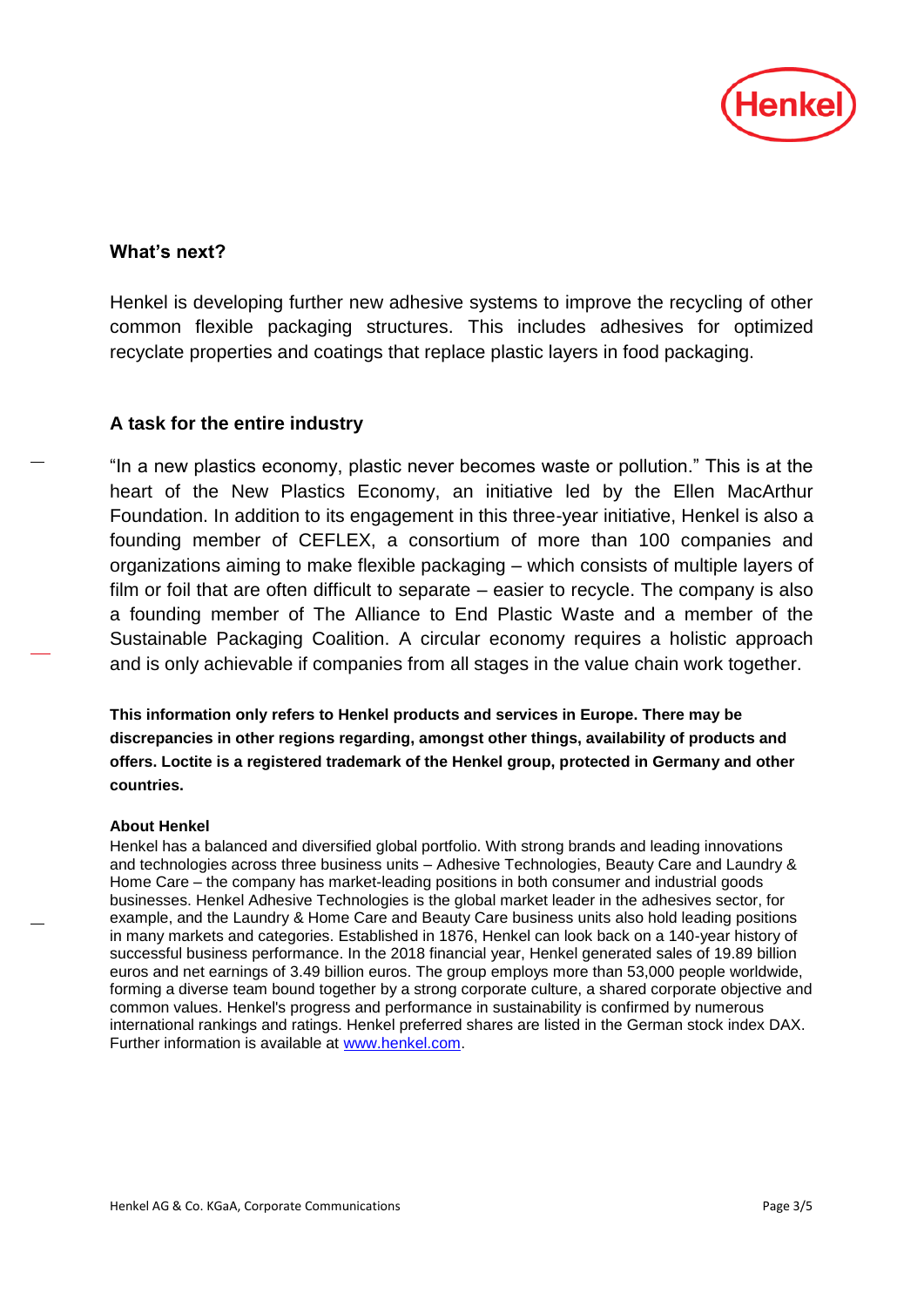## What's next?

Henkel is developing further new adhesive systems to improve the recycling of other common flexible packaging structures. This includes adhesives for optimized recyclate properties and coatings that replace plastic layers in food packaging.

## A task for the entire industry

"In a new plastics economy, plastic never becomes waste or pollution." This is at the heart of the New Plastics Economy, an initiative led by the Ellen MacArthur Foundation. In addition to its engagement in this three-year initiative, Henkel is also a founding member of CEFLEX, a consortium of more than 100 companies and organizations aiming to make flexible packaging – which consists of multiple layers of film or foil that are often difficult to separate – easier to recycle. The company is also a founding member of The Alliance to End Plastic Waste and a member of the Sustainable Packaging Coalition. A circular economy requires a holistic approach and is only achievable if companies from all stages in the value chain work together.

**This information only refers to Henkel products and services in Europe. There may be discrepancies in other regions regarding, amongst other things, availability of products and offers. Loctite is a registered trademark of the Henkel group, protected in Germany and other countries.**

**About Henkel**

Henkel has a balanced and diversified global portfolio. With strong brands and leading innovations and technologies across three business units – Adhesive Technologies, Beauty Care and Laundry & Home Care – the company has market-leading positions in both consumer and industrial goods businesses. Henkel Adhesive Technologies is the global market leader in the adhesives sector, for example, and the Laundry & Home Care and Beauty Care business units also hold leading positions in many markets and categories. Established in 1876, Henkel can look back on a 140-year history of successful business performance. In the 2018 financial year, Henkel generated sales of 19.89 billion euros and net earnings of 3.49 billion euros. The group employs more than 53,000 people worldwide, forming a diverse team bound together by a strong corporate culture, a shared corporate objective and common values. Henkel's progress and performance in sustainability is confirmed by numerous international rankings and ratings. Henkel preferred shares are listed in the German stock index DAX. Further information is available at www.henkel.com.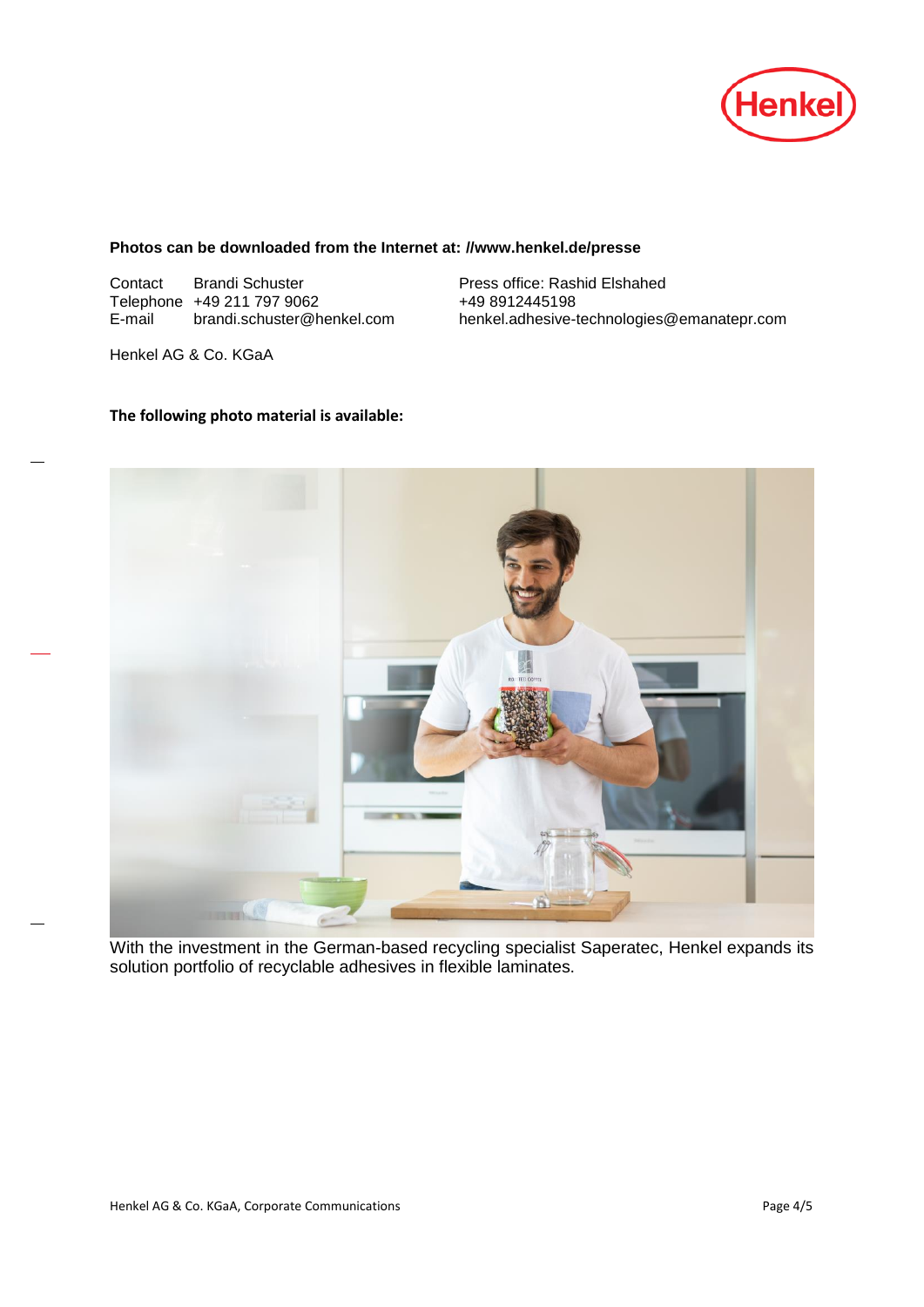**Photos can be downloaded from the Internet at: //www.henkel.de/presse**

Contact Brandi Schuster
Telephone +49 211 797 9062
E-mail brandi.schuster@henkel.com

Press office: Rashid Elshahed
+49 8912445198
henkel.adhesive-technologies@emanatepr.com

Henkel AG & Co. KGaA

**The following photo material is available:**

With the investment in the German-based recycling specialist Saperatec, Henkel expands its solution portfolio of recyclable adhesives in flexible laminates.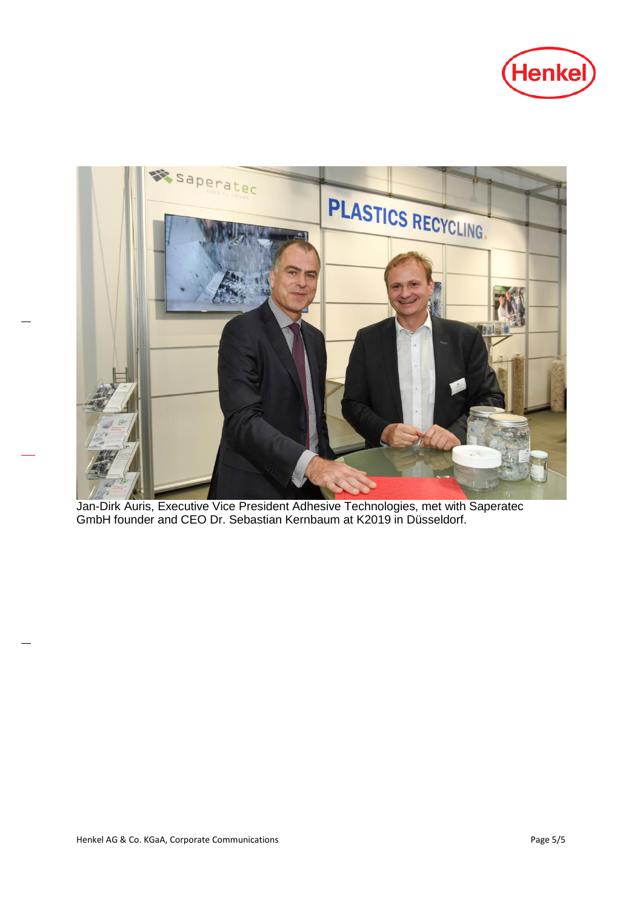Jan-Dirk Auris, Executive Vice President Adhesive Technologies, met with Saperatec GmbH founder and CEO Dr. Sebastian Kernbaum at K2019 in Düsseldorf.